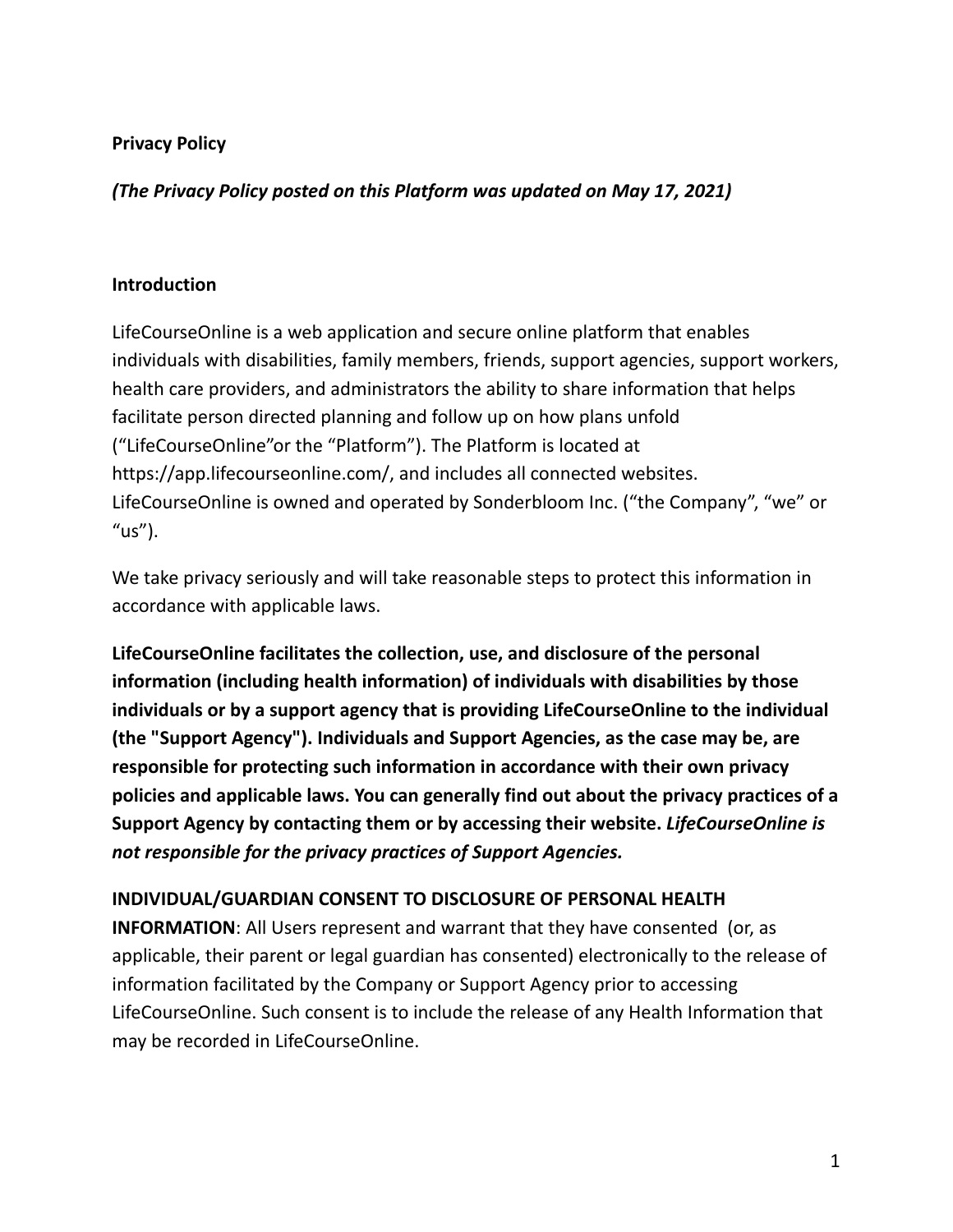**Privacy Policy**

***(The Privacy Policy posted on this Platform was updated on May 17, 2021)***

**Introduction**

LifeCourseOnline is a web application and secure online platform that enables individuals with disabilities, family members, friends, support agencies, support workers, health care providers, and administrators the ability to share information that helps facilitate person directed planning and follow up on how plans unfold ("LifeCourseOnline"or the "Platform"). The Platform is located at https://app.lifecourseonline.com/, and includes all connected websites. LifeCourseOnline is owned and operated by Sonderbloom Inc. ("the Company", "we" or "us").

We take privacy seriously and will take reasonable steps to protect this information in accordance with applicable laws.

**LifeCourseOnline facilitates the collection, use, and disclosure of the personal information (including health information) of individuals with disabilities by those individuals or by a support agency that is providing LifeCourseOnline to the individual (the "Support Agency"). Individuals and Support Agencies, as the case may be, are responsible for protecting such information in accordance with their own privacy policies and applicable laws. You can generally find out about the privacy practices of a Support Agency by contacting them or by accessing their website. *LifeCourseOnline is not responsible for the privacy practices of Support Agencies.***

**INDIVIDUAL/GUARDIAN CONSENT TO DISCLOSURE OF PERSONAL HEALTH INFORMATION**: All Users represent and warrant that they have consented (or, as applicable, their parent or legal guardian has consented) electronically to the release of information facilitated by the Company or Support Agency prior to accessing LifeCourseOnline. Such consent is to include the release of any Health Information that may be recorded in LifeCourseOnline.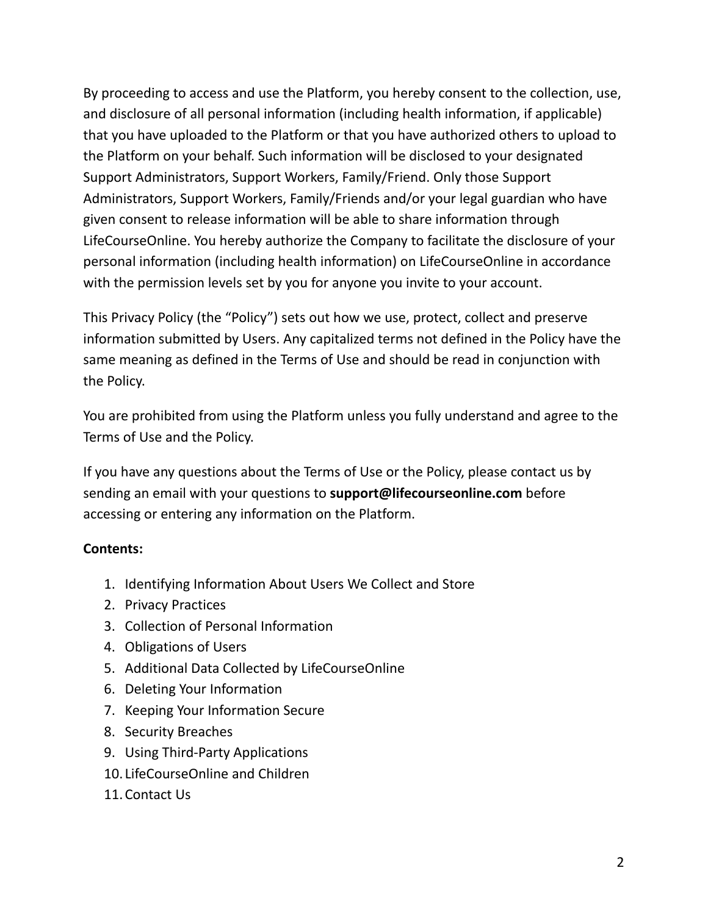By proceeding to access and use the Platform, you hereby consent to the collection, use, and disclosure of all personal information (including health information, if applicable) that you have uploaded to the Platform or that you have authorized others to upload to the Platform on your behalf. Such information will be disclosed to your designated Support Administrators, Support Workers, Family/Friend. Only those Support Administrators, Support Workers, Family/Friends and/or your legal guardian who have given consent to release information will be able to share information through LifeCourseOnline. You hereby authorize the Company to facilitate the disclosure of your personal information (including health information) on LifeCourseOnline in accordance with the permission levels set by you for anyone you invite to your account.

This Privacy Policy (the "Policy") sets out how we use, protect, collect and preserve information submitted by Users. Any capitalized terms not defined in the Policy have the same meaning as defined in the Terms of Use and should be read in conjunction with the Policy.

You are prohibited from using the Platform unless you fully understand and agree to the Terms of Use and the Policy.

If you have any questions about the Terms of Use or the Policy, please contact us by sending an email with your questions to **support@lifecourseonline.com** before accessing or entering any information on the Platform.

**Contents:**

1. Identifying Information About Users We Collect and Store
2. Privacy Practices
3. Collection of Personal Information
4. Obligations of Users
5. Additional Data Collected by LifeCourseOnline
6. Deleting Your Information
7. Keeping Your Information Secure
8. Security Breaches
9. Using Third-Party Applications
10. LifeCourseOnline and Children
11. Contact Us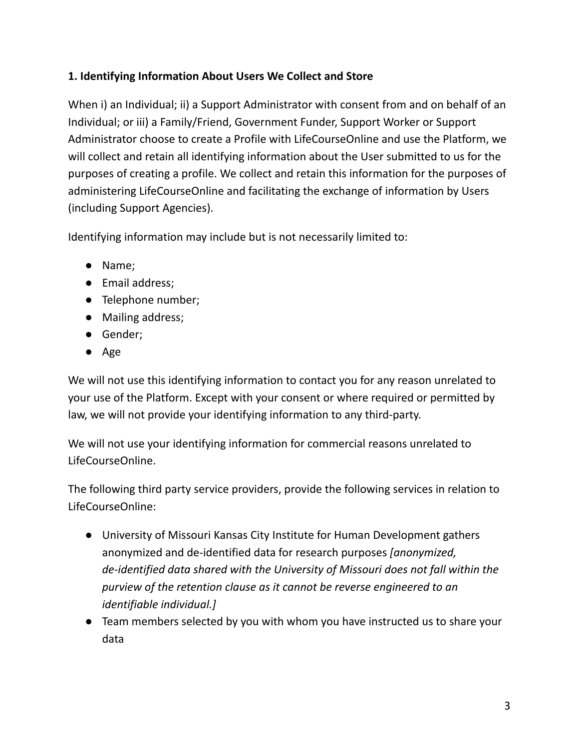### 1. Identifying Information About Users We Collect and Store

When i) an Individual; ii) a Support Administrator with consent from and on behalf of an Individual; or iii) a Family/Friend, Government Funder, Support Worker or Support Administrator choose to create a Profile with LifeCourseOnline and use the Platform, we will collect and retain all identifying information about the User submitted to us for the purposes of creating a profile. We collect and retain this information for the purposes of administering LifeCourseOnline and facilitating the exchange of information by Users (including Support Agencies).

Identifying information may include but is not necessarily limited to:

- Name;
- Email address;
- Telephone number;
- Mailing address;
- Gender;
- Age

We will not use this identifying information to contact you for any reason unrelated to your use of the Platform. Except with your consent or where required or permitted by law, we will not provide your identifying information to any third-party.

We will not use your identifying information for commercial reasons unrelated to LifeCourseOnline.

The following third party service providers, provide the following services in relation to LifeCourseOnline:

- University of Missouri Kansas City Institute for Human Development gathers anonymized and de-identified data for research purposes *[anonymized, de-identified data shared with the University of Missouri does not fall within the purview of the retention clause as it cannot be reverse engineered to an identifiable individual.]*
- Team members selected by you with whom you have instructed us to share your data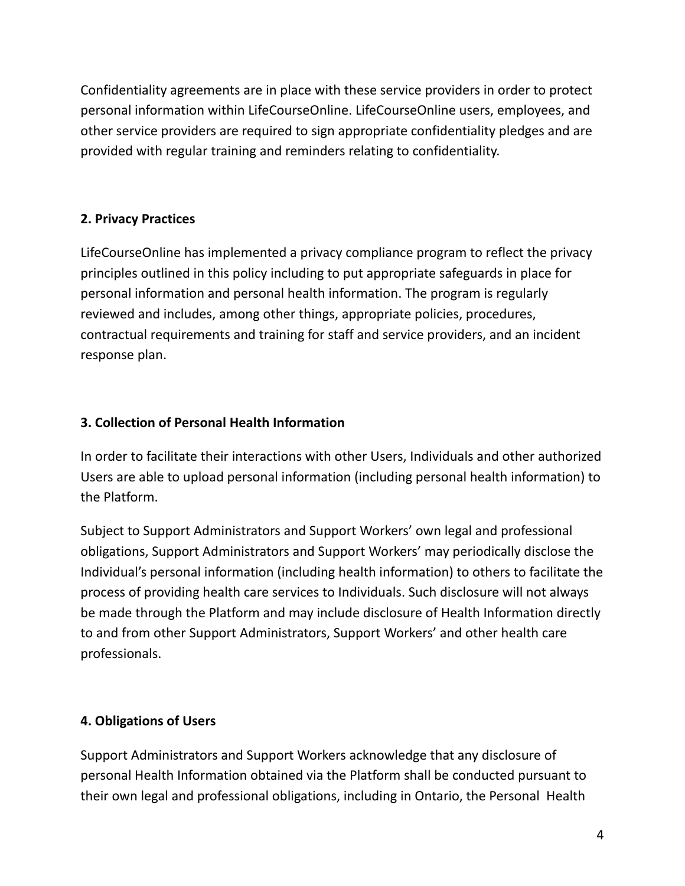Confidentiality agreements are in place with these service providers in order to protect personal information within LifeCourseOnline. LifeCourseOnline users, employees, and other service providers are required to sign appropriate confidentiality pledges and are provided with regular training and reminders relating to confidentiality.

**2. Privacy Practices**

LifeCourseOnline has implemented a privacy compliance program to reflect the privacy principles outlined in this policy including to put appropriate safeguards in place for personal information and personal health information. The program is regularly reviewed and includes, among other things, appropriate policies, procedures, contractual requirements and training for staff and service providers, and an incident response plan.

**3. Collection of Personal Health Information**

In order to facilitate their interactions with other Users, Individuals and other authorized Users are able to upload personal information (including personal health information) to the Platform.

Subject to Support Administrators and Support Workers' own legal and professional obligations, Support Administrators and Support Workers' may periodically disclose the Individual's personal information (including health information) to others to facilitate the process of providing health care services to Individuals. Such disclosure will not always be made through the Platform and may include disclosure of Health Information directly to and from other Support Administrators, Support Workers' and other health care professionals.

**4. Obligations of Users**

Support Administrators and Support Workers acknowledge that any disclosure of personal Health Information obtained via the Platform shall be conducted pursuant to their own legal and professional obligations, including in Ontario, the Personal Health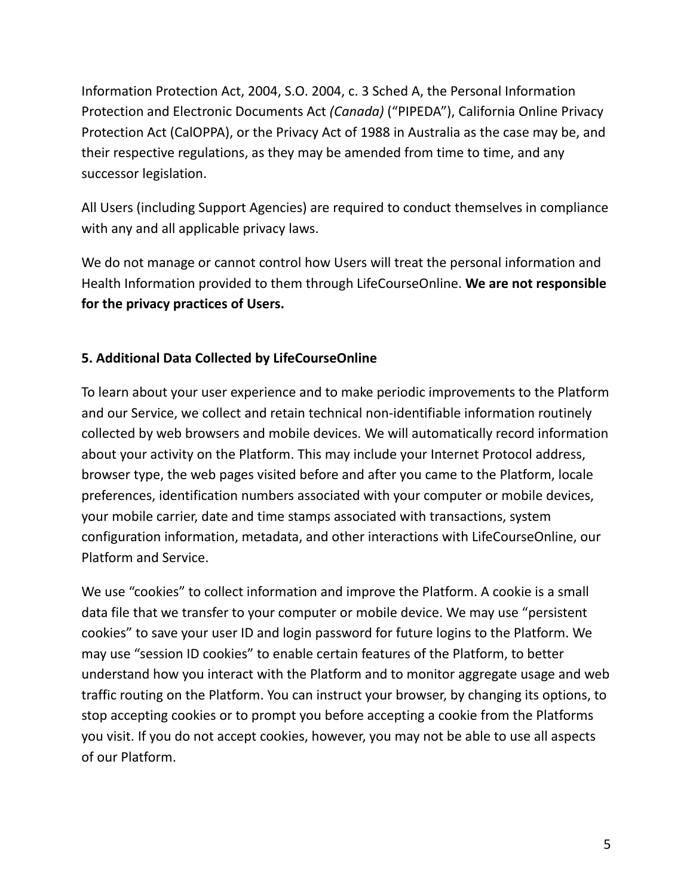Information Protection Act, 2004, S.O. 2004, c. 3 Sched A, the Personal Information Protection and Electronic Documents Act *(Canada)* ("PIPEDA"), California Online Privacy Protection Act (CalOPPA), or the Privacy Act of 1988 in Australia as the case may be, and their respective regulations, as they may be amended from time to time, and any successor legislation.

All Users (including Support Agencies) are required to conduct themselves in compliance with any and all applicable privacy laws.

We do not manage or cannot control how Users will treat the personal information and Health Information provided to them through LifeCourseOnline. **We are not responsible for the privacy practices of Users.**

### 5. Additional Data Collected by LifeCourseOnline

To learn about your user experience and to make periodic improvements to the Platform and our Service, we collect and retain technical non-identifiable information routinely collected by web browsers and mobile devices. We will automatically record information about your activity on the Platform. This may include your Internet Protocol address, browser type, the web pages visited before and after you came to the Platform, locale preferences, identification numbers associated with your computer or mobile devices, your mobile carrier, date and time stamps associated with transactions, system configuration information, metadata, and other interactions with LifeCourseOnline, our Platform and Service.

We use "cookies" to collect information and improve the Platform. A cookie is a small data file that we transfer to your computer or mobile device. We may use "persistent cookies" to save your user ID and login password for future logins to the Platform. We may use "session ID cookies" to enable certain features of the Platform, to better understand how you interact with the Platform and to monitor aggregate usage and web traffic routing on the Platform. You can instruct your browser, by changing its options, to stop accepting cookies or to prompt you before accepting a cookie from the Platforms you visit. If you do not accept cookies, however, you may not be able to use all aspects of our Platform.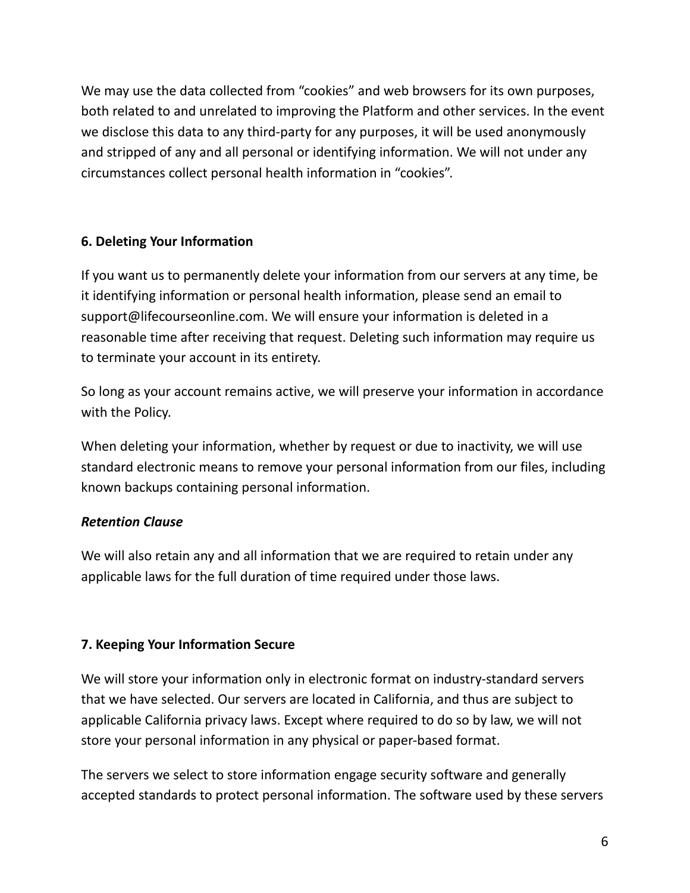We may use the data collected from "cookies" and web browsers for its own purposes, both related to and unrelated to improving the Platform and other services. In the event we disclose this data to any third-party for any purposes, it will be used anonymously and stripped of any and all personal or identifying information. We will not under any circumstances collect personal health information in "cookies".

## 6. Deleting Your Information

If you want us to permanently delete your information from our servers at any time, be it identifying information or personal health information, please send an email to support@lifecourseonline.com. We will ensure your information is deleted in a reasonable time after receiving that request. Deleting such information may require us to terminate your account in its entirety.

So long as your account remains active, we will preserve your information in accordance with the Policy.

When deleting your information, whether by request or due to inactivity, we will use standard electronic means to remove your personal information from our files, including known backups containing personal information.

***Retention Clause***

We will also retain any and all information that we are required to retain under any applicable laws for the full duration of time required under those laws.

## 7. Keeping Your Information Secure

We will store your information only in electronic format on industry-standard servers that we have selected. Our servers are located in California, and thus are subject to applicable California privacy laws. Except where required to do so by law, we will not store your personal information in any physical or paper-based format.

The servers we select to store information engage security software and generally accepted standards to protect personal information. The software used by these servers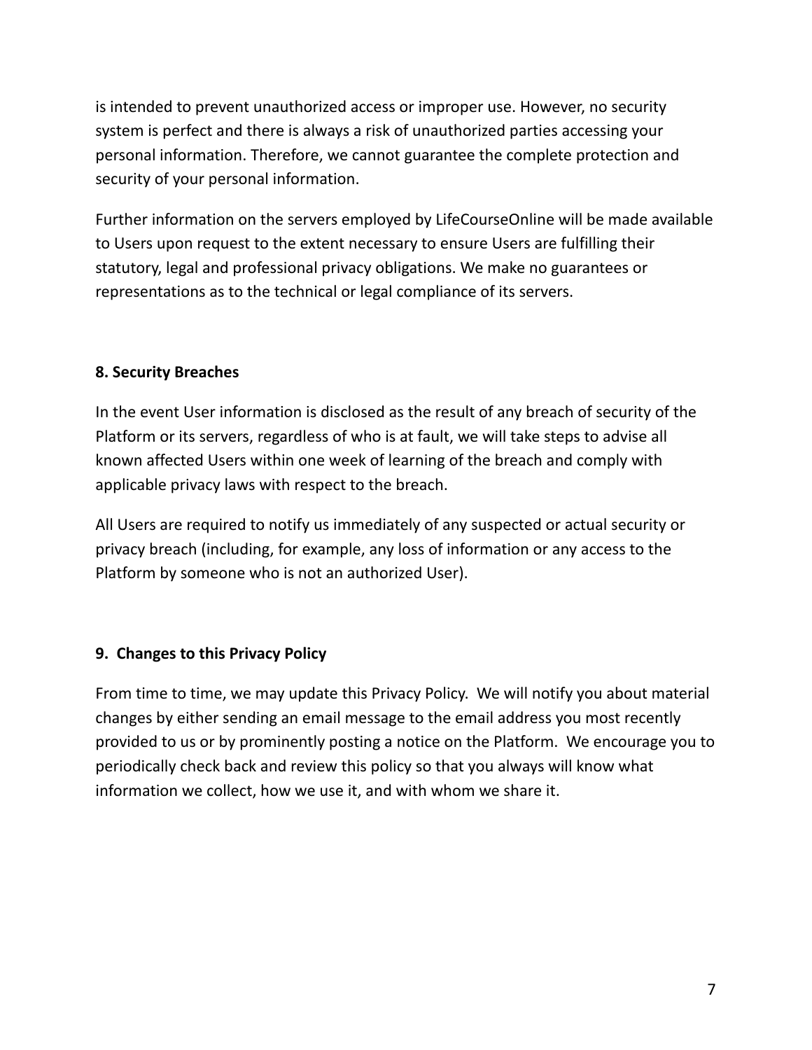is intended to prevent unauthorized access or improper use. However, no security system is perfect and there is always a risk of unauthorized parties accessing your personal information. Therefore, we cannot guarantee the complete protection and security of your personal information.

Further information on the servers employed by LifeCourseOnline will be made available to Users upon request to the extent necessary to ensure Users are fulfilling their statutory, legal and professional privacy obligations. We make no guarantees or representations as to the technical or legal compliance of its servers.

## 8. Security Breaches

In the event User information is disclosed as the result of any breach of security of the Platform or its servers, regardless of who is at fault, we will take steps to advise all known affected Users within one week of learning of the breach and comply with applicable privacy laws with respect to the breach.

All Users are required to notify us immediately of any suspected or actual security or privacy breach (including, for example, any loss of information or any access to the Platform by someone who is not an authorized User).

## 9. Changes to this Privacy Policy

From time to time, we may update this Privacy Policy. We will notify you about material changes by either sending an email message to the email address you most recently provided to us or by prominently posting a notice on the Platform. We encourage you to periodically check back and review this policy so that you always will know what information we collect, how we use it, and with whom we share it.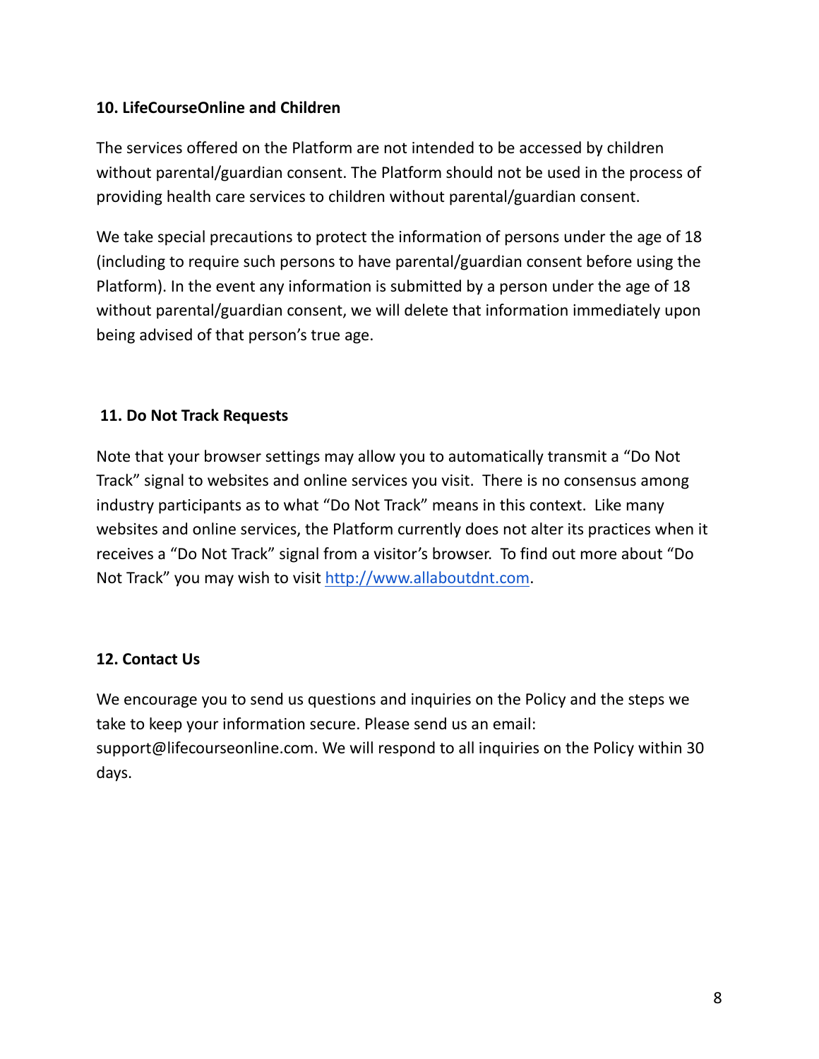## 10. LifeCourseOnline and Children

The services offered on the Platform are not intended to be accessed by children without parental/guardian consent. The Platform should not be used in the process of providing health care services to children without parental/guardian consent.

We take special precautions to protect the information of persons under the age of 18 (including to require such persons to have parental/guardian consent before using the Platform). In the event any information is submitted by a person under the age of 18 without parental/guardian consent, we will delete that information immediately upon being advised of that person's true age.

## 11. Do Not Track Requests

Note that your browser settings may allow you to automatically transmit a "Do Not Track" signal to websites and online services you visit. There is no consensus among industry participants as to what "Do Not Track" means in this context. Like many websites and online services, the Platform currently does not alter its practices when it receives a "Do Not Track" signal from a visitor's browser. To find out more about "Do Not Track" you may wish to visit [http://www.allaboutdnt.com](http://www.allaboutdnt.com).

## 12. Contact Us

We encourage you to send us questions and inquiries on the Policy and the steps we take to keep your information secure. Please send us an email: support@lifecourseonline.com. We will respond to all inquiries on the Policy within 30 days.